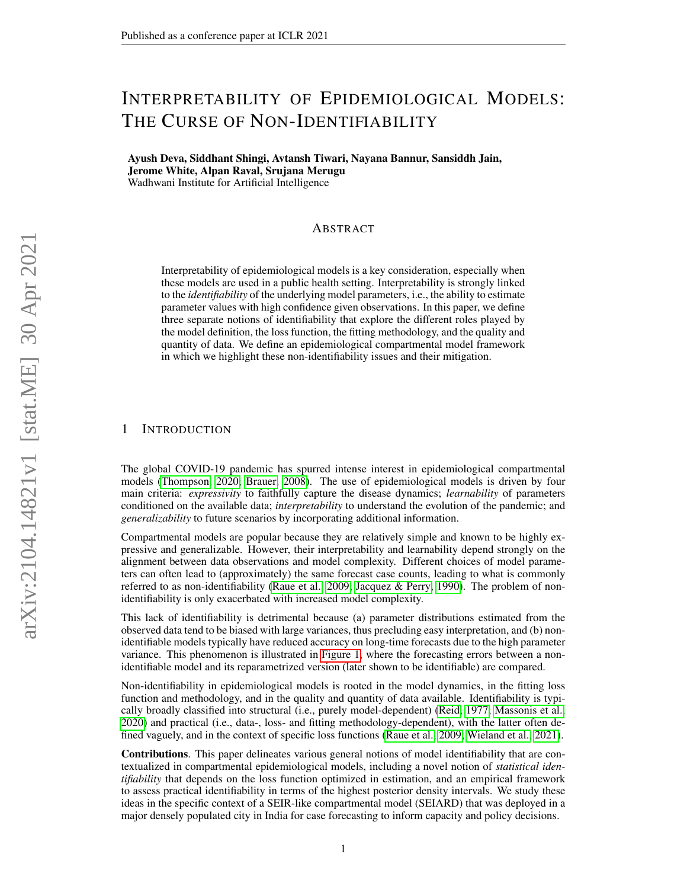# Interpretability of Epidemiological Models: The Curse of Non-Identifiability

**Ayush Deva, Siddhant Shingi, Avtansh Tiwari, Nayana Bannur, Sansiddh Jain, Jerome White, Alpan Raval, Srujana Merugu**
Wadhwani Institute for Artificial Intelligence

## Abstract

Interpretability of epidemiological models is a key consideration, especially when these models are used in a public health setting. Interpretability is strongly linked to the *identifiability* of the underlying model parameters, i.e., the ability to estimate parameter values with high confidence given observations. In this paper, we define three separate notions of identifiability that explore the different roles played by the model definition, the loss function, the fitting methodology, and the quality and quantity of data. We define an epidemiological compartmental model framework in which we highlight these non-identifiability issues and their mitigation.

## 1 Introduction

The global COVID-19 pandemic has spurred intense interest in epidemiological compartmental models (Thompson, 2020; Brauer, 2008). The use of epidemiological models is driven by four main criteria: *expressivity* to faithfully capture the disease dynamics; *learnability* of parameters conditioned on the available data; *interpretability* to understand the evolution of the pandemic; and *generalizability* to future scenarios by incorporating additional information.

Compartmental models are popular because they are relatively simple and known to be highly expressive and generalizable. However, their interpretability and learnability depend strongly on the alignment between data observations and model complexity. Different choices of model parameters can often lead to (approximately) the same forecast case counts, leading to what is commonly referred to as non-identifiability (Raue et al., 2009; Jacquez & Perry, 1990). The problem of non-identifiability is only exacerbated with increased model complexity.

This lack of identifiability is detrimental because (a) parameter distributions estimated from the observed data tend to be biased with large variances, thus precluding easy interpretation, and (b) non-identifiable models typically have reduced accuracy on long-time forecasts due to the high parameter variance. This phenomenon is illustrated in Figure 1, where the forecasting errors between a non-identifiable model and its reparametrized version (later shown to be identifiable) are compared.

Non-identifiability in epidemiological models is rooted in the model dynamics, in the fitting loss function and methodology, and in the quality and quantity of data available. Identifiability is typically broadly classified into structural (i.e., purely model-dependent) (Reid, 1977; Massonis et al., 2020) and practical (i.e., data-, loss- and fitting methodology-dependent), with the latter often defined vaguely, and in the context of specific loss functions (Raue et al., 2009; Wieland et al., 2021).

**Contributions**. This paper delineates various general notions of model identifiability that are contextualized in compartmental epidemiological models, including a novel notion of *statistical identifiability* that depends on the loss function optimized in estimation, and an empirical framework to assess practical identifiability in terms of the highest posterior density intervals. We study these ideas in the specific context of a SEIR-like compartmental model (SEIARD) that was deployed in a major densely populated city in India for case forecasting to inform capacity and policy decisions.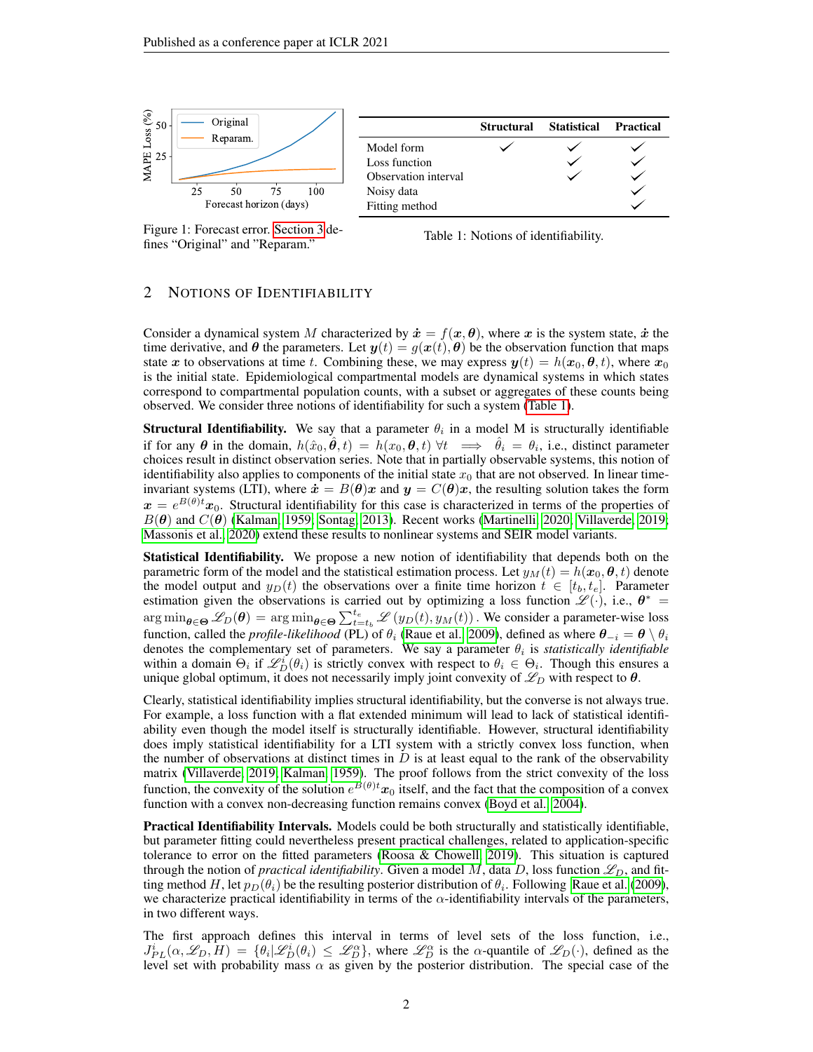Figure 1: Forecast error. Section 3 defines "Original" and "Reparam."

| | Structural | Statistical | Practical |
|---|---|---|---|
| Model form | ✓ | ✓ | ✓ |
| Loss function | | ✓ | ✓ |
| Observation interval | | ✓ | ✓ |
| Noisy data | | | ✓ |
| Fitting method | | | ✓ |

Table 1: Notions of identifiability.

## 2 Notions of Identifiability

Consider a dynamical system $M$ characterized by $\dot{\boldsymbol{x}} = f(\boldsymbol{x}, \boldsymbol{\theta})$, where $\boldsymbol{x}$ is the system state, $\dot{\boldsymbol{x}}$ the time derivative, and $\boldsymbol{\theta}$ the parameters. Let $\boldsymbol{y}(t) = g(\boldsymbol{x}(t), \boldsymbol{\theta})$ be the observation function that maps state $\boldsymbol{x}$ to observations at time $t$. Combining these, we may express $\boldsymbol{y}(t) = h(\boldsymbol{x}_0, \boldsymbol{\theta}, t)$, where $\boldsymbol{x}_0$ is the initial state. Epidemiological compartmental models are dynamical systems in which states correspond to compartmental population counts, with a subset or aggregates of these counts being observed. We consider three notions of identifiability for such a system (Table 1).

**Structural Identifiability.** We say that a parameter $\theta_i$ in a model M is structurally identifiable if for any $\boldsymbol{\theta}$ in the domain, $h(\hat{x}_0, \hat{\boldsymbol{\theta}}, t) = h(x_0, \boldsymbol{\theta}, t) \; \forall t \implies \hat{\theta}_i = \theta_i$, i.e., distinct parameter choices result in distinct observation series. Note that in partially observable systems, this notion of identifiability also applies to components of the initial state $x_0$ that are not observed. In linear time-invariant systems (LTI), where $\dot{\boldsymbol{x}} = B(\boldsymbol{\theta})\boldsymbol{x}$ and $\boldsymbol{y} = C(\boldsymbol{\theta})\boldsymbol{x}$, the resulting solution takes the form $\boldsymbol{x} = e^{B(\theta)t}\boldsymbol{x}_0$. Structural identifiability for this case is characterized in terms of the properties of $B(\boldsymbol{\theta})$ and $C(\boldsymbol{\theta})$ (Kalman, 1959; Sontag, 2013). Recent works (Martinelli, 2020; Villaverde, 2019; Massonis et al., 2020) extend these results to nonlinear systems and SEIR model variants.

**Statistical Identifiability.** We propose a new notion of identifiability that depends both on the parametric form of the model and the statistical estimation process. Let $y_M(t) = h(\boldsymbol{x}_0, \boldsymbol{\theta}, t)$ denote the model output and $y_D(t)$ the observations over a finite time horizon $t \in [t_b, t_e]$. Parameter estimation given the observations is carried out by optimizing a loss function $\mathscr{L}(\cdot)$, i.e., $\boldsymbol{\theta}^* = \arg\min_{\boldsymbol{\theta} \in \boldsymbol{\Theta}} \mathscr{L}_D(\boldsymbol{\theta}) = \arg\min_{\boldsymbol{\theta} \in \boldsymbol{\Theta}} \sum_{t=t_b}^{t_e} \mathscr{L}\left(y_D(t), y_M(t)\right)$. We consider a parameter-wise loss function, called the *profile-likelihood* (PL) of $\theta_i$ (Raue et al., 2009), defined as where $\boldsymbol{\theta}_{-i} = \boldsymbol{\theta} \setminus \theta_i$ denotes the complementary set of parameters. We say a parameter $\theta_i$ is *statistically identifiable* within a domain $\Theta_i$ if $\mathscr{L}_D^i(\theta_i)$ is strictly convex with respect to $\theta_i \in \Theta_i$. Though this ensures a unique global optimum, it does not necessarily imply joint convexity of $\mathscr{L}_D$ with respect to $\boldsymbol{\theta}$.

Clearly, statistical identifiability implies structural identifiability, but the converse is not always true. For example, a loss function with a flat extended minimum will lead to lack of statistical identifiability even though the model itself is structurally identifiable. However, structural identifiability does imply statistical identifiability for a LTI system with a strictly convex loss function, when the number of observations at distinct times in $D$ is at least equal to the rank of the observability matrix (Villaverde, 2019; Kalman, 1959). The proof follows from the strict convexity of the loss function, the convexity of the solution $e^{B(\theta)t}\boldsymbol{x}_0$ itself, and the fact that the composition of a convex function with a convex non-decreasing function remains convex (Boyd et al., 2004).

**Practical Identifiability Intervals.** Models could be both structurally and statistically identifiable, but parameter fitting could nevertheless present practical challenges, related to application-specific tolerance to error on the fitted parameters (Roosa & Chowell, 2019). This situation is captured through the notion of *practical identifiability*. Given a model $M$, data $D$, loss function $\mathscr{L}_D$, and fitting method $H$, let $p_D(\theta_i)$ be the resulting posterior distribution of $\theta_i$. Following Raue et al. (2009), we characterize practical identifiability in terms of the $\alpha$-identifiability intervals of the parameters, in two different ways.

The first approach defines this interval in terms of level sets of the loss function, i.e., $J_{PL}^i(\alpha, \mathscr{L}_D, H) = \{\theta_i | \mathscr{L}_D^i(\theta_i) \leq \mathscr{L}_D^\alpha\}$, where $\mathscr{L}_D^\alpha$ is the $\alpha$-quantile of $\mathscr{L}_D(\cdot)$, defined as the level set with probability mass $\alpha$ as given by the posterior distribution. The special case of the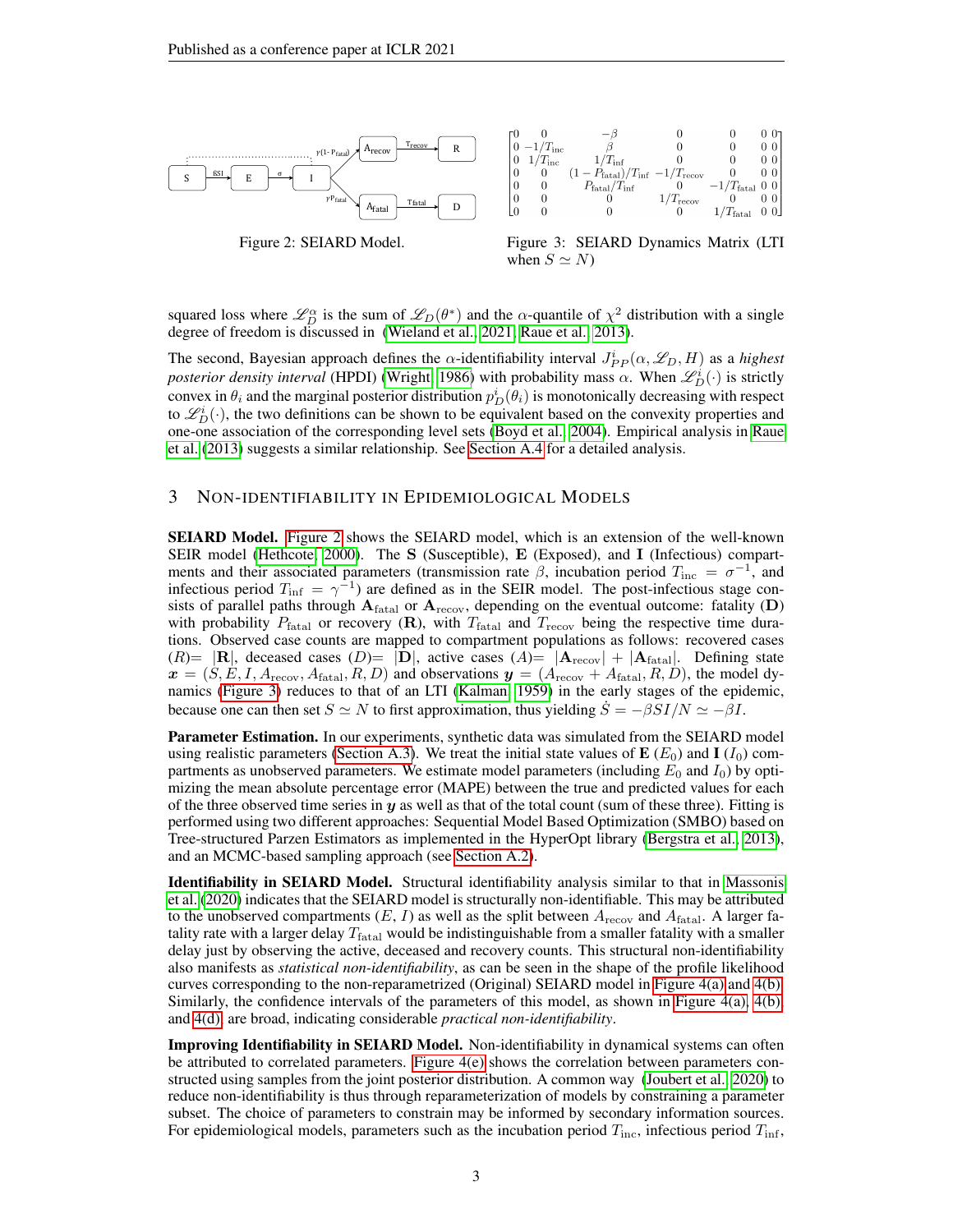Figure 2: SEIARD Model.

$$
\begin{bmatrix}
0 & 0 & -\beta & 0 & 0 & 0 & 0 \\
0 & -1/T_{\text{inc}} & \beta & 0 & 0 & 0 & 0 \\
0 & 1/T_{\text{inc}} & 1/T_{\text{inf}} & 0 & 0 & 0 & 0 \\
0 & 0 & (1-P_{\text{fatal}})/T_{\text{inf}} & -1/T_{\text{recov}} & 0 & 0 & 0 \\
0 & 0 & P_{\text{fatal}}/T_{\text{inf}} & 0 & -1/T_{\text{fatal}} & 0 & 0 \\
0 & 0 & 0 & 1/T_{\text{recov}} & 0 & 0 & 0 \\
0 & 0 & 0 & 0 & 1/T_{\text{fatal}} & 0 & 0
\end{bmatrix}
$$

Figure 3: SEIARD Dynamics Matrix (LTI when $S \simeq N$)

squared loss where $\mathscr{L}_D^\alpha$ is the sum of $\mathscr{L}_D(\theta^*)$ and the $\alpha$-quantile of $\chi^2$ distribution with a single degree of freedom is discussed in (Wieland et al., 2021; Raue et al., 2013).

The second, Bayesian approach defines the $\alpha$-identifiability interval $J_{PP}^i(\alpha, \mathscr{L}_D, H)$ as a *highest posterior density interval* (HPDI) (Wright, 1986) with probability mass $\alpha$. When $\mathscr{L}_D^i(\cdot)$ is strictly convex in $\theta_i$ and the marginal posterior distribution $p_D^i(\theta_i)$ is monotonically decreasing with respect to $\mathscr{L}_D^i(\cdot)$, the two definitions can be shown to be equivalent based on the convexity properties and one-one association of the corresponding level sets (Boyd et al., 2004). Empirical analysis in Raue et al. (2013) suggests a similar relationship. See Section A.4 for a detailed analysis.

## 3 Non-identifiability in Epidemiological Models

**SEIARD Model.** Figure 2 shows the SEIARD model, which is an extension of the well-known SEIR model (Hethcote, 2000). The **S** (Susceptible), **E** (Exposed), and **I** (Infectious) compartments and their associated parameters (transmission rate $\beta$, incubation period $T_{\text{inc}} = \sigma^{-1}$, and infectious period $T_{\text{inf}} = \gamma^{-1}$) are defined as in the SEIR model. The post-infectious stage consists of parallel paths through $\mathbf{A}_{\text{fatal}}$ or $\mathbf{A}_{\text{recov}}$, depending on the eventual outcome: fatality (**D**) with probability $P_{\text{fatal}}$ or recovery (**R**), with $T_{\text{fatal}}$ and $T_{\text{recov}}$ being the respective time durations. Observed case counts are mapped to compartment populations as follows: recovered cases $(R) = |\mathbf{R}|$, deceased cases $(D) = |\mathbf{D}|$, active cases $(A) = |\mathbf{A}_{\text{recov}}| + |\mathbf{A}_{\text{fatal}}|$. Defining state $\boldsymbol{x} = (S, E, I, A_{\text{recov}}, A_{\text{fatal}}, R, D)$ and observations $\boldsymbol{y} = (A_{\text{recov}} + A_{\text{fatal}}, R, D)$, the model dynamics (Figure 3) reduces to that of an LTI (Kalman, 1959) in the early stages of the epidemic, because one can then set $S \simeq N$ to first approximation, thus yielding $\dot{S} = -\beta SI/N \simeq -\beta I$.

**Parameter Estimation.** In our experiments, synthetic data was simulated from the SEIARD model using realistic parameters (Section A.3). We treat the initial state values of **E** ($E_0$) and **I** ($I_0$) compartments as unobserved parameters. We estimate model parameters (including $E_0$ and $I_0$) by optimizing the mean absolute percentage error (MAPE) between the true and predicted values for each of the three observed time series in $\boldsymbol{y}$ as well as that of the total count (sum of these three). Fitting is performed using two different approaches: Sequential Model Based Optimization (SMBO) based on Tree-structured Parzen Estimators as implemented in the HyperOpt library (Bergstra et al., 2013), and an MCMC-based sampling approach (see Section A.2).

**Identifiability in SEIARD Model.** Structural identifiability analysis similar to that in Massonis et al. (2020) indicates that the SEIARD model is structurally non-identifiable. This may be attributed to the unobserved compartments ($E$, $I$) as well as the split between $A_{\text{recov}}$ and $A_{\text{fatal}}$. A larger fatality rate with a larger delay $T_{\text{fatal}}$ would be indistinguishable from a smaller fatality with a smaller delay just by observing the active, deceased and recovery counts. This structural non-identifiability also manifests as *statistical non-identifiability*, as can be seen in the shape of the profile likelihood curves corresponding to the non-reparametrized (Original) SEIARD model in Figure 4(a) and 4(b). Similarly, the confidence intervals of the parameters of this model, as shown in Figure 4(a), 4(b), and 4(d), are broad, indicating considerable *practical non-identifiability*.

**Improving Identifiability in SEIARD Model.** Non-identifiability in dynamical systems can often be attributed to correlated parameters. Figure 4(e) shows the correlation between parameters constructed using samples from the joint posterior distribution. A common way (Joubert et al., 2020) to reduce non-identifiability is thus through reparameterization of models by constraining a parameter subset. The choice of parameters to constrain may be informed by secondary information sources. For epidemiological models, parameters such as the incubation period $T_{\text{inc}}$, infectious period $T_{\text{inf}}$,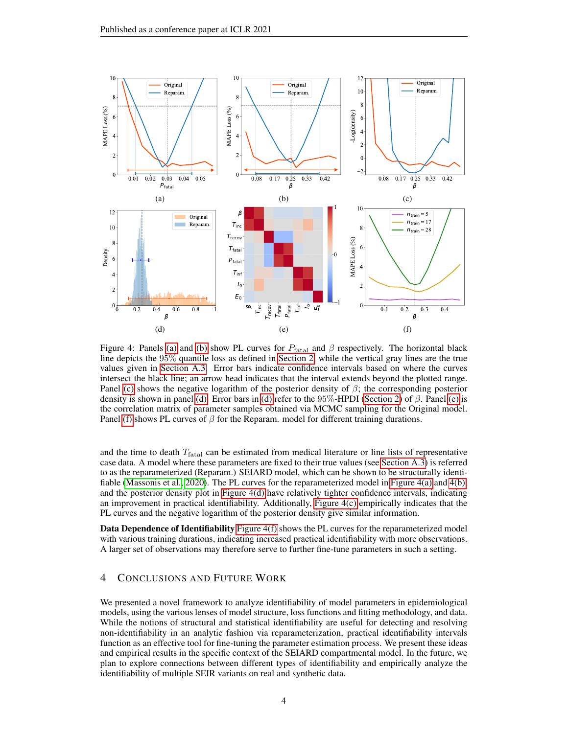Figure 4: Panels (a) and (b) show PL curves for $P_{\text{fatal}}$ and $\beta$ respectively. The horizontal black line depicts the 95% quantile loss as defined in Section 2, while the vertical gray lines are the true values given in Section A.3. Error bars indicate confidence intervals based on where the curves intersect the black line; an arrow head indicates that the interval extends beyond the plotted range. Panel (c) shows the negative logarithm of the posterior density of $\beta$; the corresponding posterior density is shown in panel (d). Error bars in (d) refer to the 95%-HPDI (Section 2) of $\beta$. Panel (e) is the correlation matrix of parameter samples obtained via MCMC sampling for the Original model. Panel (f) shows PL curves of $\beta$ for the Reparam. model for different training durations.

and the time to death $T_{\text{fatal}}$ can be estimated from medical literature or line lists of representative case data. A model where these parameters are fixed to their true values (see Section A.3) is referred to as the reparameterized (Reparam.) SEIARD model, which can be shown to be structurally identifiable (Massonis et al., 2020). The PL curves for the reparameterized model in Figure 4(a) and 4(b), and the posterior density plot in Figure 4(d) have relatively tighter confidence intervals, indicating an improvement in practical identifiability. Additionally, Figure 4(c) empirically indicates that the PL curves and the negative logarithm of the posterior density give similar information.

**Data Dependence of Identifiability** Figure 4(f) shows the PL curves for the reparameterized model with various training durations, indicating increased practical identifiability with more observations. A larger set of observations may therefore serve to further fine-tune parameters in such a setting.

# 4 Conclusions and Future Work

We presented a novel framework to analyze identifiability of model parameters in epidemiological models, using the various lenses of model structure, loss functions and fitting methodology, and data. While the notions of structural and statistical identifiability are useful for detecting and resolving non-identifiability in an analytic fashion via reparameterization, practical identifiability intervals function as an effective tool for fine-tuning the parameter estimation process. We present these ideas and empirical results in the specific context of the SEIARD compartmental model. In the future, we plan to explore connections between different types of identifiability and empirically analyze the identifiability of multiple SEIR variants on real and synthetic data.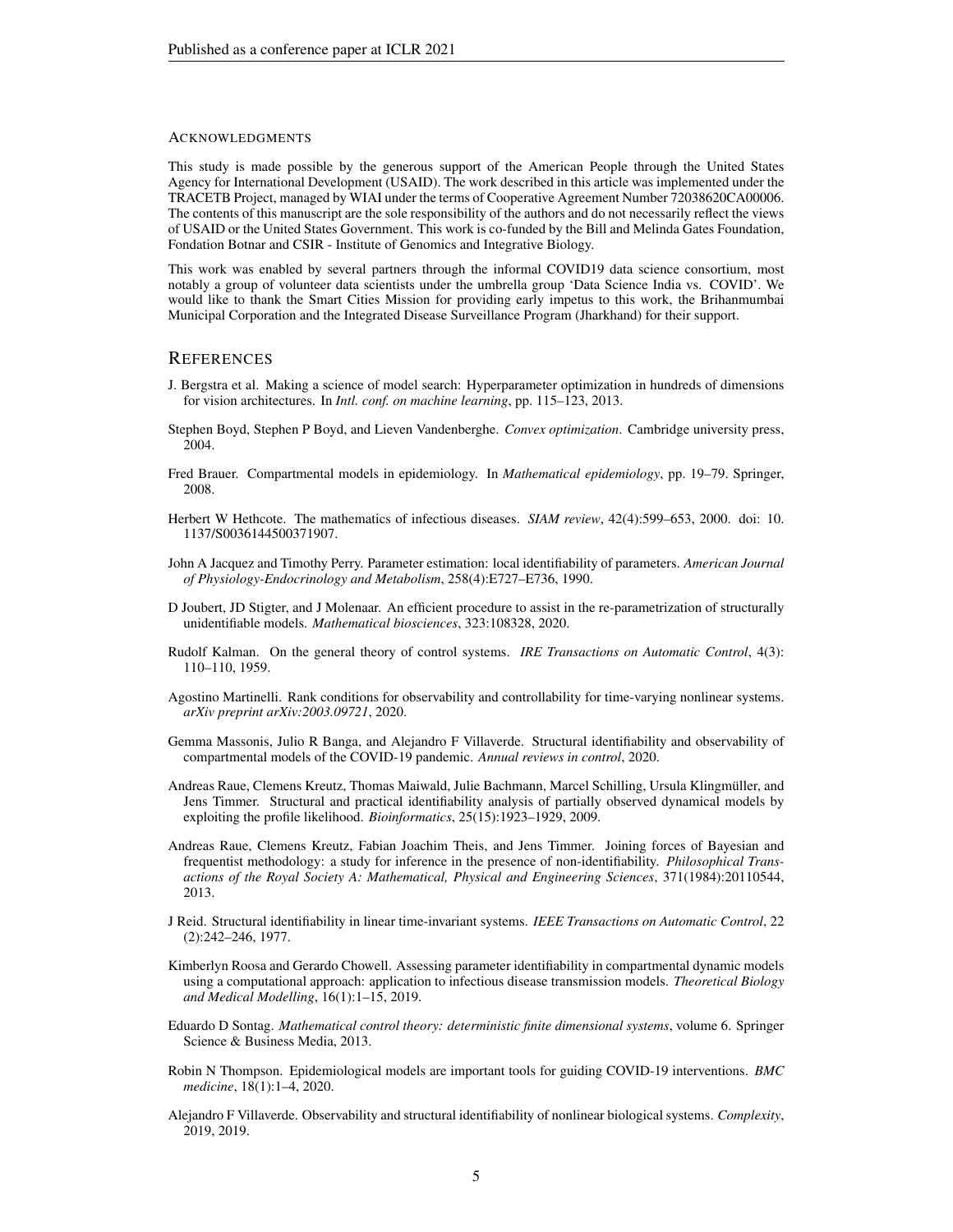## ACKNOWLEDGMENTS

This study is made possible by the generous support of the American People through the United States Agency for International Development (USAID). The work described in this article was implemented under the TRACETB Project, managed by WIAI under the terms of Cooperative Agreement Number 72038620CA00006. The contents of this manuscript are the sole responsibility of the authors and do not necessarily reflect the views of USAID or the United States Government. This work is co-funded by the Bill and Melinda Gates Foundation, Fondation Botnar and CSIR - Institute of Genomics and Integrative Biology.

This work was enabled by several partners through the informal COVID19 data science consortium, most notably a group of volunteer data scientists under the umbrella group 'Data Science India vs. COVID'. We would like to thank the Smart Cities Mission for providing early impetus to this work, the Brihanmumbai Municipal Corporation and the Integrated Disease Surveillance Program (Jharkhand) for their support.

## REFERENCES

J. Bergstra et al. Making a science of model search: Hyperparameter optimization in hundreds of dimensions for vision architectures. In *Intl. conf. on machine learning*, pp. 115–123, 2013.

Stephen Boyd, Stephen P Boyd, and Lieven Vandenberghe. *Convex optimization*. Cambridge university press, 2004.

Fred Brauer. Compartmental models in epidemiology. In *Mathematical epidemiology*, pp. 19–79. Springer, 2008.

Herbert W Hethcote. The mathematics of infectious diseases. *SIAM review*, 42(4):599–653, 2000. doi: 10.1137/S0036144500371907.

John A Jacquez and Timothy Perry. Parameter estimation: local identifiability of parameters. *American Journal of Physiology-Endocrinology and Metabolism*, 258(4):E727–E736, 1990.

D Joubert, JD Stigter, and J Molenaar. An efficient procedure to assist in the re-parametrization of structurally unidentifiable models. *Mathematical biosciences*, 323:108328, 2020.

Rudolf Kalman. On the general theory of control systems. *IRE Transactions on Automatic Control*, 4(3):110–110, 1959.

Agostino Martinelli. Rank conditions for observability and controllability for time-varying nonlinear systems. *arXiv preprint arXiv:2003.09721*, 2020.

Gemma Massonis, Julio R Banga, and Alejandro F Villaverde. Structural identifiability and observability of compartmental models of the COVID-19 pandemic. *Annual reviews in control*, 2020.

Andreas Raue, Clemens Kreutz, Thomas Maiwald, Julie Bachmann, Marcel Schilling, Ursula Klingmüller, and Jens Timmer. Structural and practical identifiability analysis of partially observed dynamical models by exploiting the profile likelihood. *Bioinformatics*, 25(15):1923–1929, 2009.

Andreas Raue, Clemens Kreutz, Fabian Joachim Theis, and Jens Timmer. Joining forces of Bayesian and frequentist methodology: a study for inference in the presence of non-identifiability. *Philosophical Transactions of the Royal Society A: Mathematical, Physical and Engineering Sciences*, 371(1984):20110544, 2013.

J Reid. Structural identifiability in linear time-invariant systems. *IEEE Transactions on Automatic Control*, 22(2):242–246, 1977.

Kimberlyn Roosa and Gerardo Chowell. Assessing parameter identifiability in compartmental dynamic models using a computational approach: application to infectious disease transmission models. *Theoretical Biology and Medical Modelling*, 16(1):1–15, 2019.

Eduardo D Sontag. *Mathematical control theory: deterministic finite dimensional systems*, volume 6. Springer Science & Business Media, 2013.

Robin N Thompson. Epidemiological models are important tools for guiding COVID-19 interventions. *BMC medicine*, 18(1):1–4, 2020.

Alejandro F Villaverde. Observability and structural identifiability of nonlinear biological systems. *Complexity*, 2019, 2019.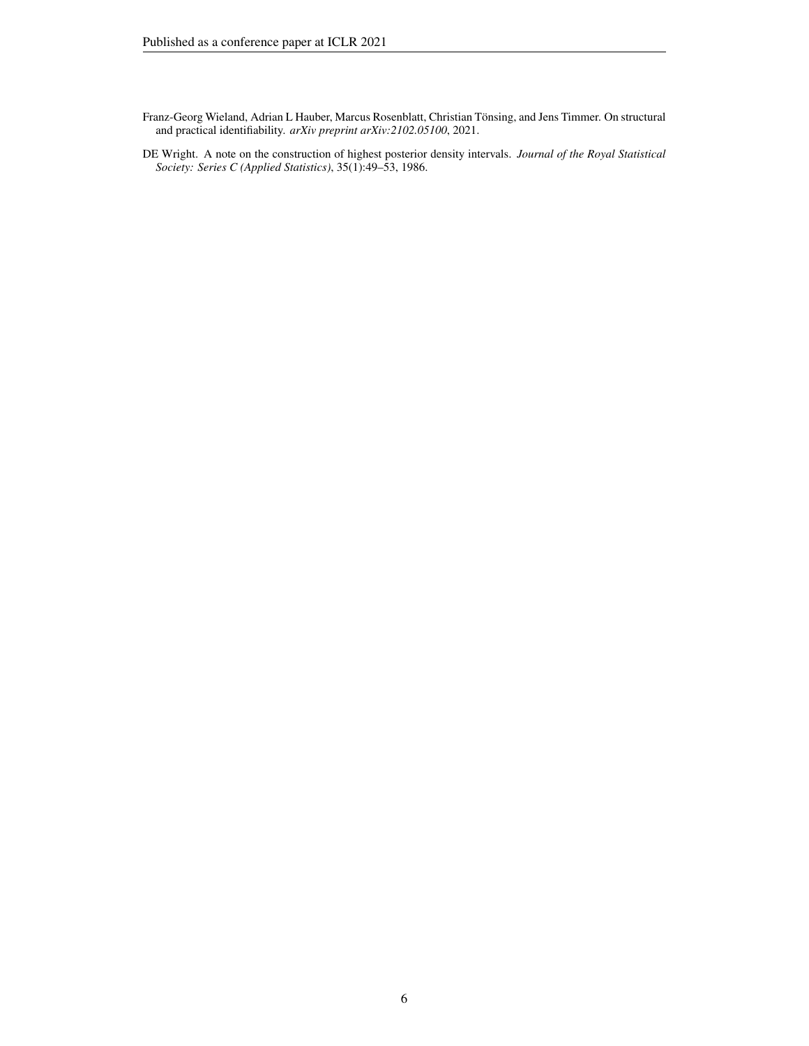Franz-Georg Wieland, Adrian L Hauber, Marcus Rosenblatt, Christian Tönsing, and Jens Timmer. On structural and practical identifiability. *arXiv preprint arXiv:2102.05100*, 2021.

DE Wright. A note on the construction of highest posterior density intervals. *Journal of the Royal Statistical Society: Series C (Applied Statistics)*, 35(1):49–53, 1986.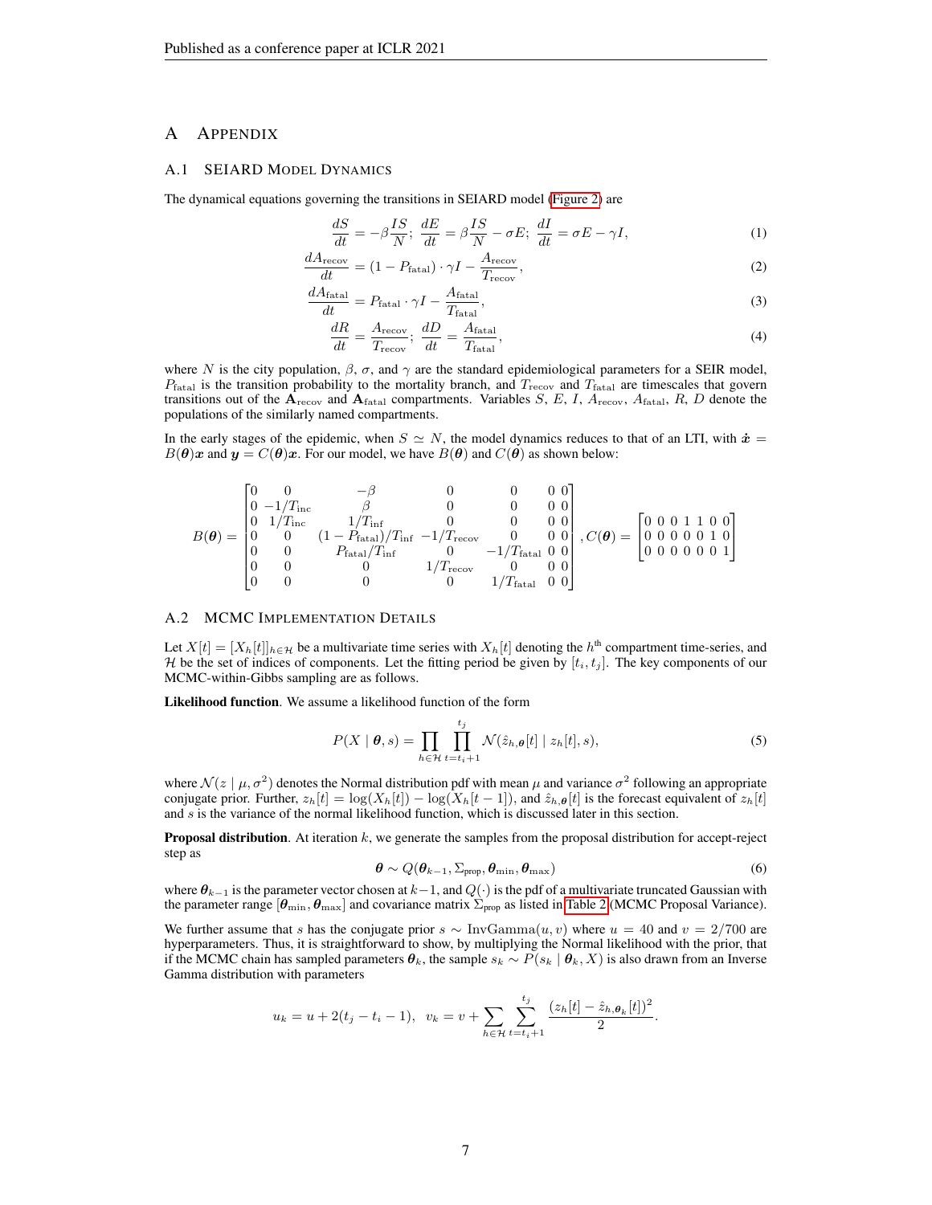// Appendix A.1 transcription (SEIARD dynamics through the MCMC sampler details)
# A Appendix

## A.1 SEIARD Model Dynamics

The dynamical equations governing the transitions in SEIARD model (Figure 2) are

$$\frac{dS}{dt} = -\beta\frac{IS}{N};\ \frac{dE}{dt} = \beta\frac{IS}{N} - \sigma E;\ \frac{dI}{dt} = \sigma E - \gamma I, \tag{1}$$

$$\frac{dA_{\text{recov}}}{dt} = (1 - P_{\text{fatal}}) \cdot \gamma I - \frac{A_{\text{recov}}}{T_{\text{recov}}}, \tag{2}$$

$$\frac{dA_{\text{fatal}}}{dt} = P_{\text{fatal}} \cdot \gamma I - \frac{A_{\text{fatal}}}{T_{\text{fatal}}}, \tag{3}$$

$$\frac{dR}{dt} = \frac{A_{\text{recov}}}{T_{\text{recov}}};\ \frac{dD}{dt} = \frac{A_{\text{fatal}}}{T_{\text{fatal}}}, \tag{4}$$

where $N$ is the city population, $\beta$, $\sigma$, and $\gamma$ are the standard epidemiological parameters for a SEIR model, $P_{\text{fatal}}$ is the transition probability to the mortality branch, and $T_{\text{recov}}$ and $T_{\text{fatal}}$ are timescales that govern transitions out of the $\mathbf{A}_{\text{recov}}$ and $\mathbf{A}_{\text{fatal}}$ compartments. Variables $S$, $E$, $I$, $A_{\text{recov}}$, $A_{\text{fatal}}$, $R$, $D$ denote the populations of the similarly named compartments.

In the early stages of the epidemic, when $S \simeq N$, the model dynamics reduces to that of an LTI, with $\dot{\boldsymbol{x}} = B(\boldsymbol{\theta})\boldsymbol{x}$ and $\boldsymbol{y} = C(\boldsymbol{\theta})\boldsymbol{x}$. For our model, we have $B(\boldsymbol{\theta})$ and $C(\boldsymbol{\theta})$ as shown below:

$$B(\boldsymbol{\theta}) = \begin{bmatrix} 0 & 0 & -\beta & 0 & 0 & 0 & 0 \\ 0 & -1/T_{\text{inc}} & \beta & 0 & 0 & 0 & 0 \\ 0 & 1/T_{\text{inc}} & 1/T_{\text{inf}} & 0 & 0 & 0 & 0 \\ 0 & 0 & (1-P_{\text{fatal}})/T_{\text{inf}} & -1/T_{\text{recov}} & 0 & 0 & 0 \\ 0 & 0 & P_{\text{fatal}}/T_{\text{inf}} & 0 & -1/T_{\text{fatal}} & 0 & 0 \\ 0 & 0 & 0 & 1/T_{\text{recov}} & 0 & 0 & 0 \\ 0 & 0 & 0 & 0 & 1/T_{\text{fatal}} & 0 & 0 \end{bmatrix}, C(\boldsymbol{\theta}) = \begin{bmatrix} 0 & 0 & 0 & 1 & 1 & 0 & 0 \\ 0 & 0 & 0 & 0 & 0 & 1 & 0 \\ 0 & 0 & 0 & 0 & 0 & 0 & 1 \end{bmatrix}$$

## A.2 MCMC Implementation Details

Let $X[t] = [X_h[t]]_{h \in \mathcal{H}}$ be a multivariate time series with $X_h[t]$ denoting the $h^{\text{th}}$ compartment time-series, and $\mathcal{H}$ be the set of indices of components. Let the fitting period be given by $[t_i, t_j]$. The key components of our MCMC-within-Gibbs sampling are as follows.

**Likelihood function**. We assume a likelihood function of the form

$$P(X \mid \boldsymbol{\theta}, s) = \prod_{h \in \mathcal{H}} \prod_{t = t_i + 1}^{t_j} \mathcal{N}(\hat{z}_{h,\boldsymbol{\theta}}[t] \mid z_h[t], s), \tag{5}$$

where $\mathcal{N}(z \mid \mu, \sigma^2)$ denotes the Normal distribution pdf with mean $\mu$ and variance $\sigma^2$ following an appropriate conjugate prior. Further, $z_h[t] = \log(X_h[t]) - \log(X_h[t-1])$, and $\hat{z}_{h,\boldsymbol{\theta}}[t]$ is the forecast equivalent of $z_h[t]$ and $s$ is the variance of the normal likelihood function, which is discussed later in this section.

**Proposal distribution**. At iteration $k$, we generate the samples from the proposal distribution for accept-reject step as

$$\boldsymbol{\theta} \sim Q(\boldsymbol{\theta}_{k-1}, \Sigma_{\text{prop}}, \boldsymbol{\theta}_{\min}, \boldsymbol{\theta}_{\max}) \tag{6}$$

where $\boldsymbol{\theta}_{k-1}$ is the parameter vector chosen at $k-1$, and $Q(\cdot)$ is the pdf of a multivariate truncated Gaussian with the parameter range $[\boldsymbol{\theta}_{\min}, \boldsymbol{\theta}_{\max}]$ and covariance matrix $\Sigma_{\text{prop}}$ as listed in Table 2 (MCMC Proposal Variance).

We further assume that $s$ has the conjugate prior $s \sim \text{InvGamma}(u, v)$ where $u = 40$ and $v = 2/700$ are hyperparameters. Thus, it is straightforward to show, by multiplying the Normal likelihood with the prior, that if the MCMC chain has sampled parameters $\boldsymbol{\theta}_k$, the sample $s_k \sim P(s_k \mid \boldsymbol{\theta}_k, X)$ is also drawn from an Inverse Gamma distribution with parameters

$$u_k = u + 2(t_j - t_i - 1),\ \ v_k = v + \sum_{h \in \mathcal{H}} \sum_{t = t_i + 1}^{t_j} \frac{(z_h[t] - \hat{z}_{h,\boldsymbol{\theta}_k}[t])^2}{2}.$$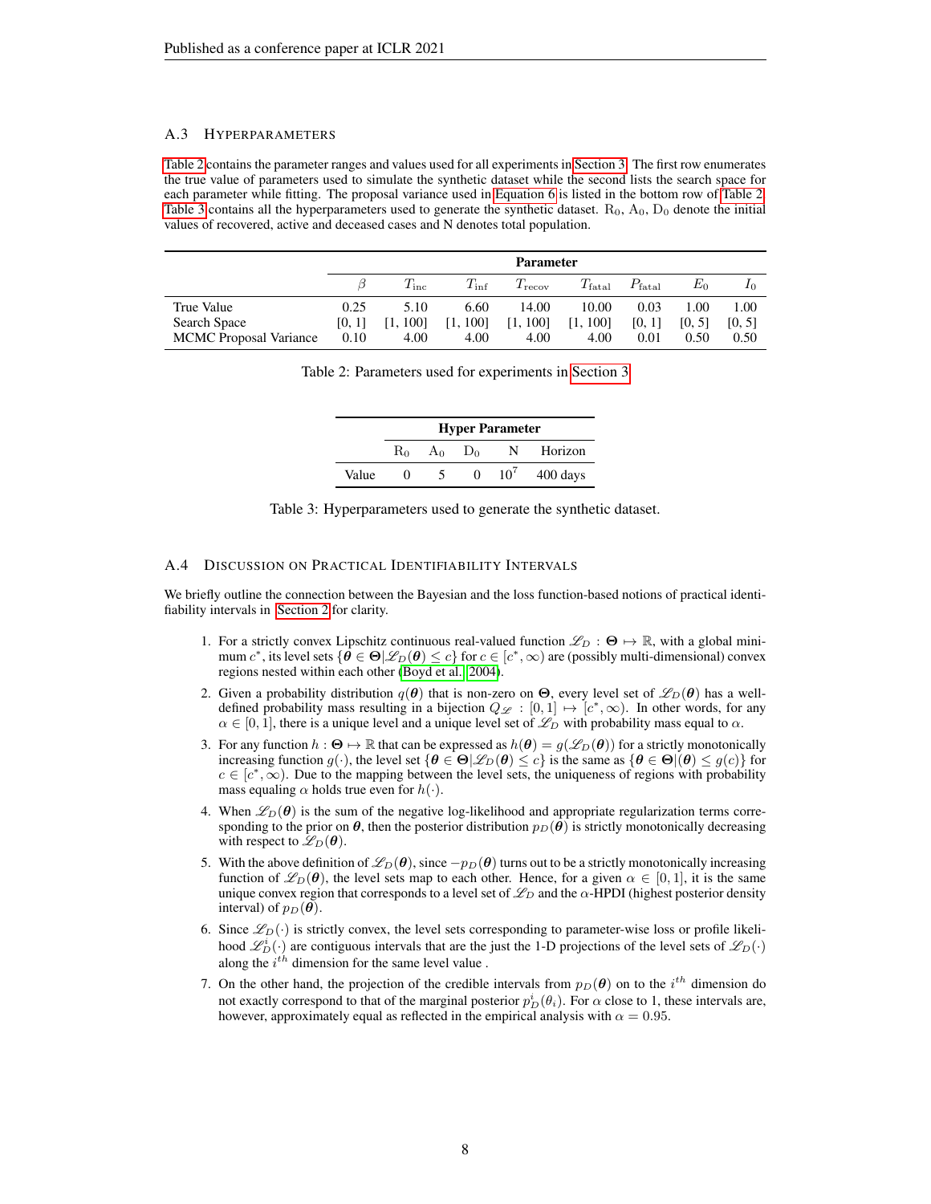### A.3 HYPERPARAMETERS

Table 2 contains the parameter ranges and values used for all experiments in Section 3. The first row enumerates the true value of parameters used to simulate the synthetic dataset while the second lists the search space for each parameter while fitting. The proposal variance used in Equation 6 is listed in the bottom row of Table 2. Table 3 contains all the hyperparameters used to generate the synthetic dataset. $\mathrm{R}_0$, $\mathrm{A}_0$, $\mathrm{D}_0$ denote the initial values of recovered, active and deceased cases and N denotes total population.

| | Parameter | | | | | | | |
|---|---|---|---|---|---|---|---|---|
| | $\beta$ | $T_{\text{inc}}$ | $T_{\text{inf}}$ | $T_{\text{recov}}$ | $T_{\text{fatal}}$ | $P_{\text{fatal}}$ | $E_0$ | $I_0$ |
| True Value | 0.25 | 5.10 | 6.60 | 14.00 | 10.00 | 0.03 | 1.00 | 1.00 |
| Search Space | [0, 1] | [1, 100] | [1, 100] | [1, 100] | [1, 100] | [0, 1] | [0, 5] | [0, 5] |
| MCMC Proposal Variance | 0.10 | 4.00 | 4.00 | 4.00 | 4.00 | 0.01 | 0.50 | 0.50 |

Table 2: Parameters used for experiments in Section 3

| | Hyper Parameter | | | | |
|---|---|---|---|---|---|
| | $\mathrm{R}_0$ | $\mathrm{A}_0$ | $\mathrm{D}_0$ | N | Horizon |
| Value | 0 | 5 | 0 | $10^7$ | 400 days |

Table 3: Hyperparameters used to generate the synthetic dataset.

### A.4 DISCUSSION ON PRACTICAL IDENTIFIABILITY INTERVALS

We briefly outline the connection between the Bayesian and the loss function-based notions of practical identifiability intervals in Section 2 for clarity.

1. For a strictly convex Lipschitz continuous real-valued function $\mathscr{L}_D : \boldsymbol{\Theta} \mapsto \mathbb{R}$, with a global minimum $c^*$, its level sets $\{\boldsymbol{\theta} \in \boldsymbol{\Theta} | \mathscr{L}_D(\boldsymbol{\theta}) \leq c\}$ for $c \in [c^*, \infty)$ are (possibly multi-dimensional) convex regions nested within each other (Boyd et al., 2004).
2. Given a probability distribution $q(\boldsymbol{\theta})$ that is non-zero on $\boldsymbol{\Theta}$, every level set of $\mathscr{L}_D(\boldsymbol{\theta})$ has a well-defined probability mass resulting in a bijection $Q_{\mathscr{L}} : [0, 1] \mapsto [c^*, \infty)$. In other words, for any $\alpha \in [0, 1]$, there is a unique level and a unique level set of $\mathscr{L}_D$ with probability mass equal to $\alpha$.
3. For any function $h : \boldsymbol{\Theta} \mapsto \mathbb{R}$ that can be expressed as $h(\boldsymbol{\theta}) = g(\mathscr{L}_D(\boldsymbol{\theta}))$ for a strictly monotonically increasing function $g(\cdot)$, the level set $\{\boldsymbol{\theta} \in \boldsymbol{\Theta} | \mathscr{L}_D(\boldsymbol{\theta}) \leq c\}$ is the same as $\{\boldsymbol{\theta} \in \boldsymbol{\Theta} | (\boldsymbol{\theta}) \leq g(c)\}$ for $c \in [c^*, \infty)$. Due to the mapping between the level sets, the uniqueness of regions with probability mass equaling $\alpha$ holds true even for $h(\cdot)$.
4. When $\mathscr{L}_D(\boldsymbol{\theta})$ is the sum of the negative log-likelihood and appropriate regularization terms corresponding to the prior on $\boldsymbol{\theta}$, then the posterior distribution $p_D(\boldsymbol{\theta})$ is strictly monotonically decreasing with respect to $\mathscr{L}_D(\boldsymbol{\theta})$.
5. With the above definition of $\mathscr{L}_D(\boldsymbol{\theta})$, since $-p_D(\boldsymbol{\theta})$ turns out to be a strictly monotonically increasing function of $\mathscr{L}_D(\boldsymbol{\theta})$, the level sets map to each other. Hence, for a given $\alpha \in [0, 1]$, it is the same unique convex region that corresponds to a level set of $\mathscr{L}_D$ and the $\alpha$-HPDI (highest posterior density interval) of $p_D(\boldsymbol{\theta})$.
6. Since $\mathscr{L}_D(\cdot)$ is strictly convex, the level sets corresponding to parameter-wise loss or profile likelihood $\mathscr{L}_D^i(\cdot)$ are contiguous intervals that are the just the 1-D projections of the level sets of $\mathscr{L}_D(\cdot)$ along the $i^{th}$ dimension for the same level value .
7. On the other hand, the projection of the credible intervals from $p_D(\boldsymbol{\theta})$ on to the $i^{th}$ dimension do not exactly correspond to that of the marginal posterior $p_D^i(\theta_i)$. For $\alpha$ close to 1, these intervals are, however, approximately equal as reflected in the empirical analysis with $\alpha = 0.95$.